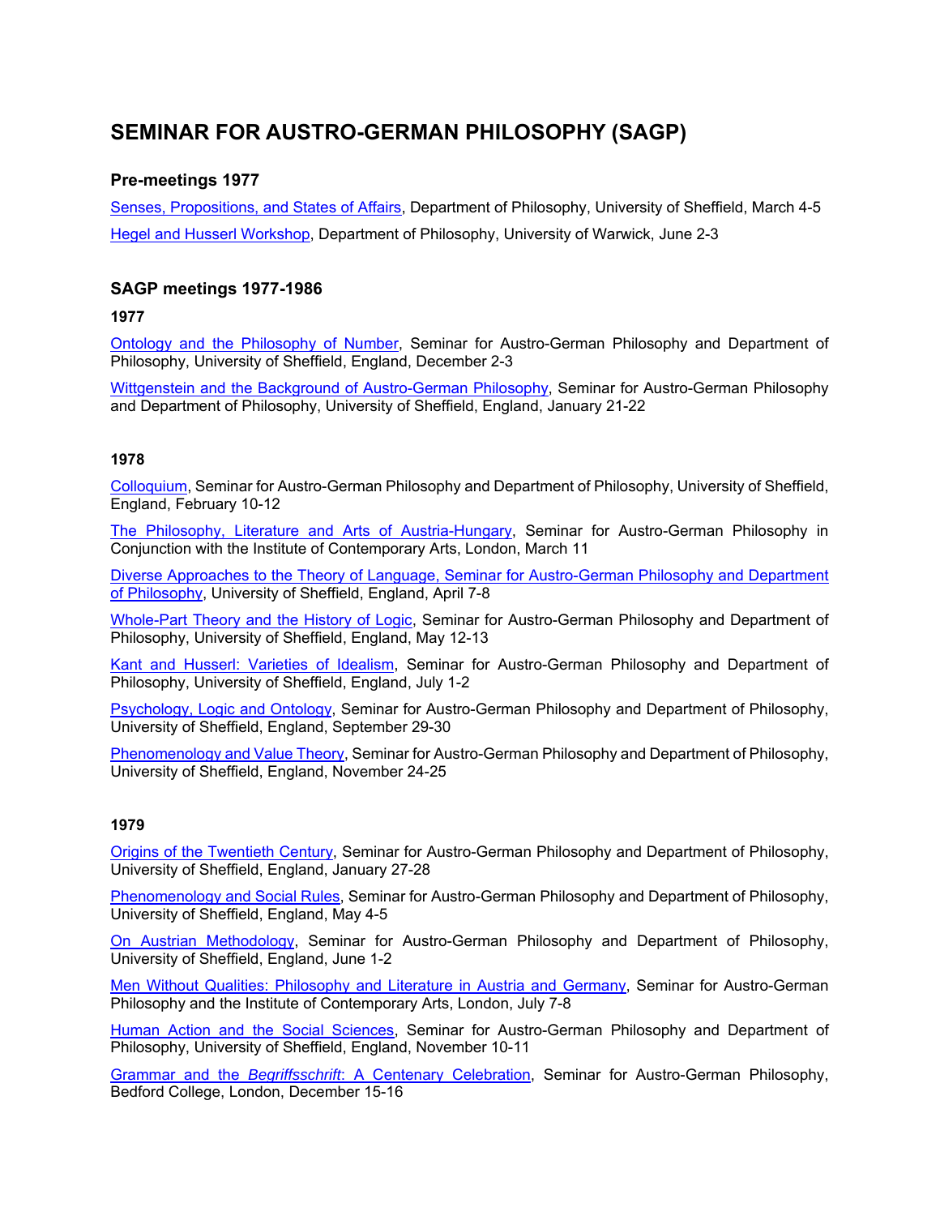# SEMINAR FOR AUSTRO-GERMAN PHILOSOPHY (SAGP)

## Pre-meetings 1977

Senses, Propositions, and States of Affairs, Department of Philosophy, University of Sheffield, March 4-5

Hegel and Husserl Workshop, Department of Philosophy, University of Warwick, June 2-3

## SAGP meetings 1977-1986

### 1977

Ontology and the Philosophy of Number, Seminar for Austro-German Philosophy and Department of Philosophy, University of Sheffield, England, December 2-3

Wittgenstein and the Background of Austro-German Philosophy, Seminar for Austro-German Philosophy and Department of Philosophy, University of Sheffield, England, January 21-22

### 1978

Colloquium, Seminar for Austro-German Philosophy and Department of Philosophy, University of Sheffield, England, February 10-12

The Philosophy, Literature and Arts of Austria-Hungary, Seminar for Austro-German Philosophy in Conjunction with the Institute of Contemporary Arts, London, March 11

Diverse Approaches to the Theory of Language, Seminar for Austro-German Philosophy and Department of Philosophy, University of Sheffield, England, April 7-8

Whole-Part Theory and the History of Logic, Seminar for Austro-German Philosophy and Department of Philosophy, University of Sheffield, England, May 12-13

Kant and Husserl: Varieties of Idealism, Seminar for Austro-German Philosophy and Department of Philosophy, University of Sheffield, England, July 1-2

Psychology, Logic and Ontology, Seminar for Austro-German Philosophy and Department of Philosophy, University of Sheffield, England, September 29-30

Phenomenology and Value Theory, Seminar for Austro-German Philosophy and Department of Philosophy, University of Sheffield, England, November 24-25

### 1979

Origins of the Twentieth Century, Seminar for Austro-German Philosophy and Department of Philosophy, University of Sheffield, England, January 27-28

Phenomenology and Social Rules, Seminar for Austro-German Philosophy and Department of Philosophy, University of Sheffield, England, May 4-5

On Austrian Methodology, Seminar for Austro-German Philosophy and Department of Philosophy, University of Sheffield, England, June 1-2

Men Without Qualities: Philosophy and Literature in Austria and Germany, Seminar for Austro-German Philosophy and the Institute of Contemporary Arts, London, July 7-8

Human Action and the Social Sciences, Seminar for Austro-German Philosophy and Department of Philosophy, University of Sheffield, England, November 10-11

Grammar and the *Begriffsschrift*: A Centenary Celebration, Seminar for Austro-German Philosophy, Bedford College, London, December 15-16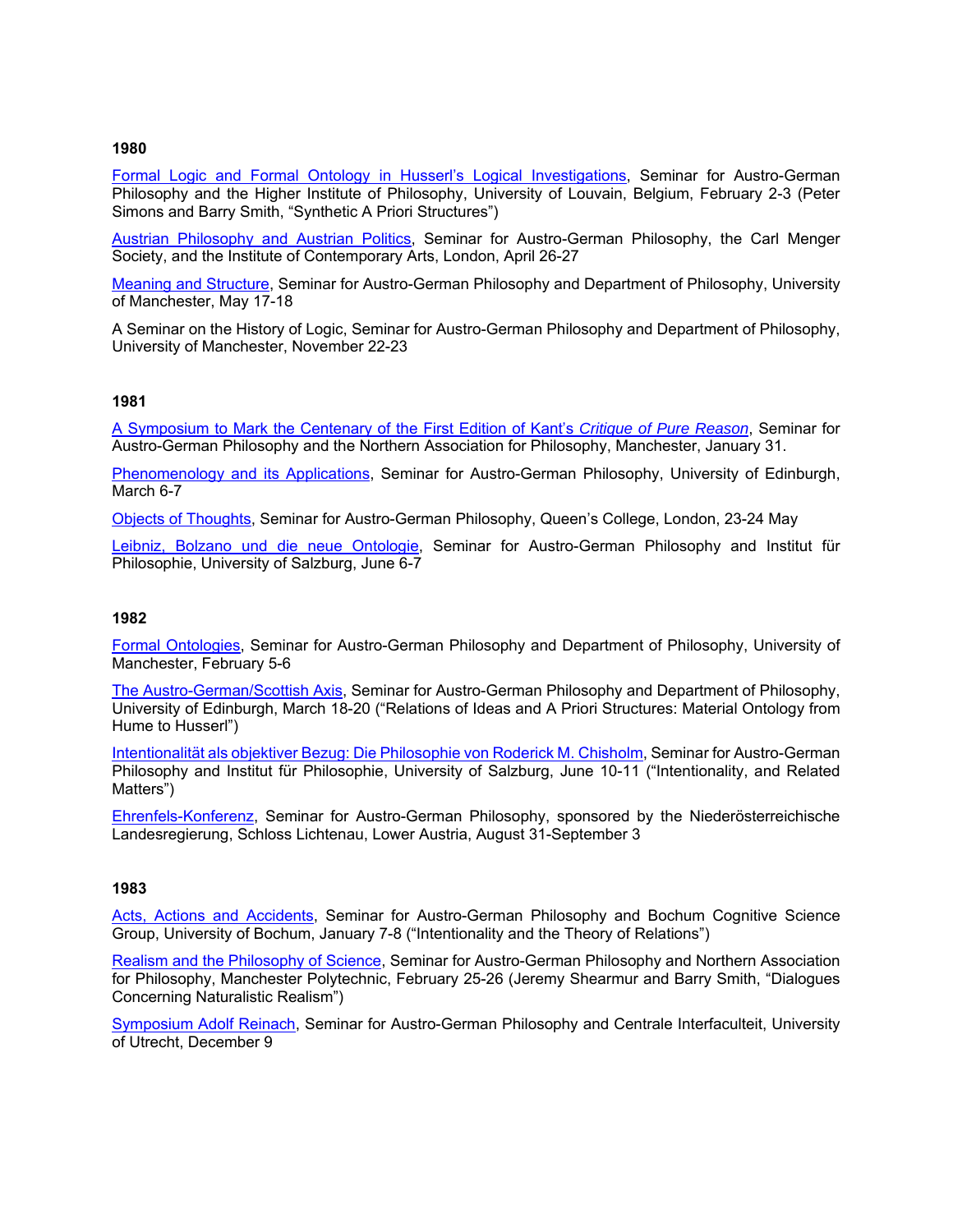**1980**

Formal Logic and Formal Ontology in Husserl's Logical Investigations, Seminar for Austro-German Philosophy and the Higher Institute of Philosophy, University of Louvain, Belgium, February 2-3 (Peter Simons and Barry Smith, "Synthetic A Priori Structures")

Austrian Philosophy and Austrian Politics, Seminar for Austro-German Philosophy, the Carl Menger Society, and the Institute of Contemporary Arts, London, April 26-27

Meaning and Structure, Seminar for Austro-German Philosophy and Department of Philosophy, University of Manchester, May 17-18

A Seminar on the History of Logic, Seminar for Austro-German Philosophy and Department of Philosophy, University of Manchester, November 22-23

**1981**

A Symposium to Mark the Centenary of the First Edition of Kant's *Critique of Pure Reason*, Seminar for Austro-German Philosophy and the Northern Association for Philosophy, Manchester, January 31.

Phenomenology and its Applications, Seminar for Austro-German Philosophy, University of Edinburgh, March 6-7

Objects of Thoughts, Seminar for Austro-German Philosophy, Queen's College, London, 23-24 May

Leibniz, Bolzano und die neue Ontologie, Seminar for Austro-German Philosophy and Institut für Philosophie, University of Salzburg, June 6-7

**1982**

Formal Ontologies, Seminar for Austro-German Philosophy and Department of Philosophy, University of Manchester, February 5-6

The Austro-German/Scottish Axis, Seminar for Austro-German Philosophy and Department of Philosophy, University of Edinburgh, March 18-20 ("Relations of Ideas and A Priori Structures: Material Ontology from Hume to Husserl")

Intentionalität als objektiver Bezug: Die Philosophie von Roderick M. Chisholm, Seminar for Austro-German Philosophy and Institut für Philosophie, University of Salzburg, June 10-11 ("Intentionality, and Related Matters")

Ehrenfels-Konferenz, Seminar for Austro-German Philosophy, sponsored by the Niederösterreichische Landesregierung, Schloss Lichtenau, Lower Austria, August 31-September 3

**1983**

Acts, Actions and Accidents, Seminar for Austro-German Philosophy and Bochum Cognitive Science Group, University of Bochum, January 7-8 ("Intentionality and the Theory of Relations")

Realism and the Philosophy of Science, Seminar for Austro-German Philosophy and Northern Association for Philosophy, Manchester Polytechnic, February 25-26 (Jeremy Shearmur and Barry Smith, "Dialogues Concerning Naturalistic Realism")

Symposium Adolf Reinach, Seminar for Austro-German Philosophy and Centrale Interfaculteit, University of Utrecht, December 9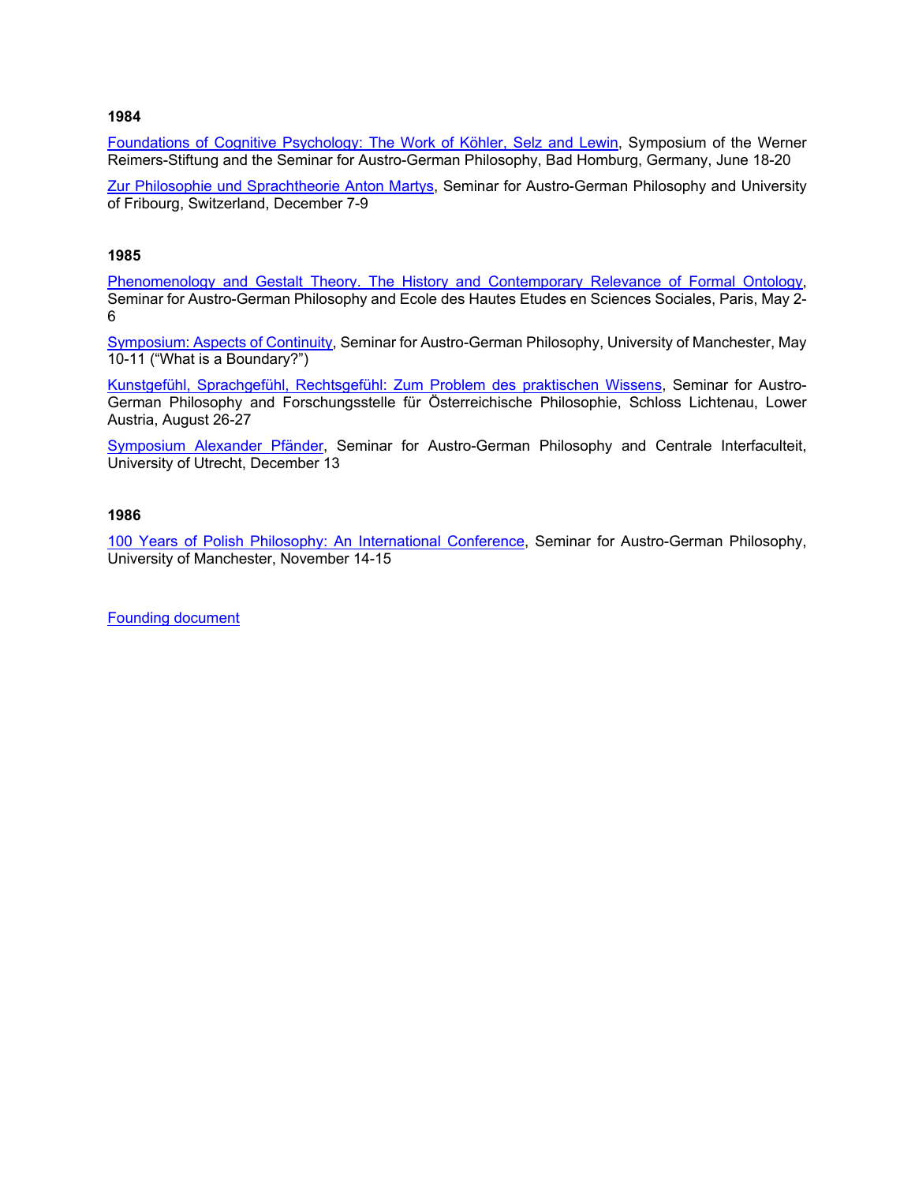**1984**

Foundations of Cognitive Psychology: The Work of Köhler, Selz and Lewin, Symposium of the Werner Reimers-Stiftung and the Seminar for Austro-German Philosophy, Bad Homburg, Germany, June 18-20

Zur Philosophie und Sprachtheorie Anton Martys, Seminar for Austro-German Philosophy and University of Fribourg, Switzerland, December 7-9

**1985**

Phenomenology and Gestalt Theory. The History and Contemporary Relevance of Formal Ontology, Seminar for Austro-German Philosophy and Ecole des Hautes Etudes en Sciences Sociales, Paris, May 2-6

Symposium: Aspects of Continuity, Seminar for Austro-German Philosophy, University of Manchester, May 10-11 ("What is a Boundary?")

Kunstgefühl, Sprachgefühl, Rechtsgefühl: Zum Problem des praktischen Wissens, Seminar for Austro-German Philosophy and Forschungsstelle für Österreichische Philosophie, Schloss Lichtenau, Lower Austria, August 26-27

Symposium Alexander Pfänder, Seminar for Austro-German Philosophy and Centrale Interfaculteit, University of Utrecht, December 13

**1986**

100 Years of Polish Philosophy: An International Conference, Seminar for Austro-German Philosophy, University of Manchester, November 14-15

Founding document